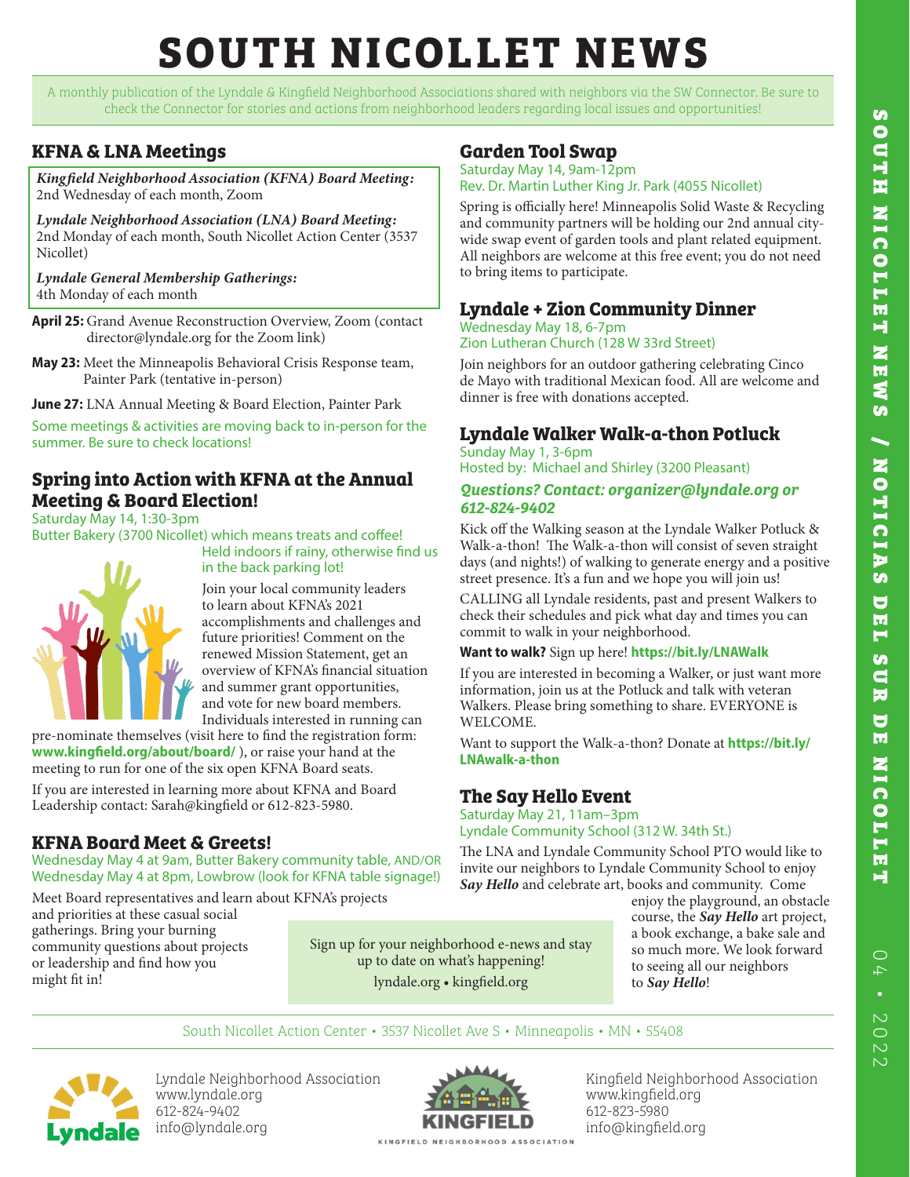# SOUTH NICOLLET NEWS

A monthly publication of the Lyndale & Kingfield Neighborhood Associations shared with neighbors via the SW Connector. Be sure to check the Connector for stories and actions from neighborhood leaders regarding local issues and opportunities!

## KFNA & LNA Meetings

***Kingfield Neighborhood Association (KFNA) Board Meeting:*** 2nd Wednesday of each month, Zoom

***Lyndale Neighborhood Association (LNA) Board Meeting:*** 2nd Monday of each month, South Nicollet Action Center (3537 Nicollet)

***Lyndale General Membership Gatherings:*** 4th Monday of each month

**April 25:** Grand Avenue Reconstruction Overview, Zoom (contact director@lyndale.org for the Zoom link)

**May 23:** Meet the Minneapolis Behavioral Crisis Response team, Painter Park (tentative in-person)

**June 27:** LNA Annual Meeting & Board Election, Painter Park

Some meetings & activities are moving back to in-person for the summer. Be sure to check locations!

## Spring into Action with KFNA at the Annual Meeting & Board Election!

Saturday May 14, 1:30-3pm
Butter Bakery (3700 Nicollet) which means treats and coffee!
Held indoors if rainy, otherwise find us in the back parking lot!

Join your local community leaders to learn about KFNA's 2021 accomplishments and challenges and future priorities! Comment on the renewed Mission Statement, get an overview of KFNA's financial situation and summer grant opportunities, and vote for new board members. Individuals interested in running can pre-nominate themselves (visit here to find the registration form: **www.kingfield.org/about/board/** ), or raise your hand at the meeting to run for one of the six open KFNA Board seats.

If you are interested in learning more about KFNA and Board Leadership contact: Sarah@kingfield or 612-823-5980.

## KFNA Board Meet & Greets!

Wednesday May 4 at 9am, Butter Bakery community table, AND/OR Wednesday May 4 at 8pm, Lowbrow (look for KFNA table signage!)

Meet Board representatives and learn about KFNA's projects and priorities at these casual social gatherings. Bring your burning community questions about projects or leadership and find how you might fit in!

## Garden Tool Swap

Saturday May 14, 9am-12pm
Rev. Dr. Martin Luther King Jr. Park (4055 Nicollet)

Spring is officially here! Minneapolis Solid Waste & Recycling and community partners will be holding our 2nd annual city-wide swap event of garden tools and plant related equipment. All neighbors are welcome at this free event; you do not need to bring items to participate.

## Lyndale + Zion Community Dinner

Wednesday May 18, 6-7pm
Zion Lutheran Church (128 W 33rd Street)

Join neighbors for an outdoor gathering celebrating Cinco de Mayo with traditional Mexican food. All are welcome and dinner is free with donations accepted.

## Lyndale Walker Walk-a-thon Potluck

Sunday May 1, 3-6pm
Hosted by: Michael and Shirley (3200 Pleasant)

***Questions? Contact: organizer@lyndale.org or 612-824-9402***

Kick off the Walking season at the Lyndale Walker Potluck & Walk-a-thon! The Walk-a-thon will consist of seven straight days (and nights!) of walking to generate energy and a positive street presence. It's a fun and we hope you will join us!

CALLING all Lyndale residents, past and present Walkers to check their schedules and pick what day and times you can commit to walk in your neighborhood.

**Want to walk?** Sign up here! **https://bit.ly/LNAWalk**

If you are interested in becoming a Walker, or just want more information, join us at the Potluck and talk with veteran Walkers. Please bring something to share. EVERYONE is WELCOME.

Want to support the Walk-a-thon? Donate at **https://bit.ly/LNAwalk-a-thon**

## The Say Hello Event

Saturday May 21, 11am–3pm
Lyndale Community School (312 W. 34th St.)

The LNA and Lyndale Community School PTO would like to invite our neighbors to Lyndale Community School to enjoy ***Say Hello*** and celebrate art, books and community. Come enjoy the playground, an obstacle course, the ***Say Hello*** art project, a book exchange, a bake sale and so much more. We look forward to seeing all our neighbors to ***Say Hello***!

Sign up for your neighborhood e-news and stay up to date on what's happening!
lyndale.org • kingfield.org

South Nicollet Action Center • 3537 Nicollet Ave S • Minneapolis • MN • 55408

Lyndale Neighborhood Association
www.lyndale.org
612-824-9402
info@lyndale.org

Kingfield Neighborhood Association
www.kingfield.org
612-823-5980
info@kingfield.org

SOUTH NICOLLET NEWS / NOTICIAS DEL SUR DE NICOLLET 04 • 2022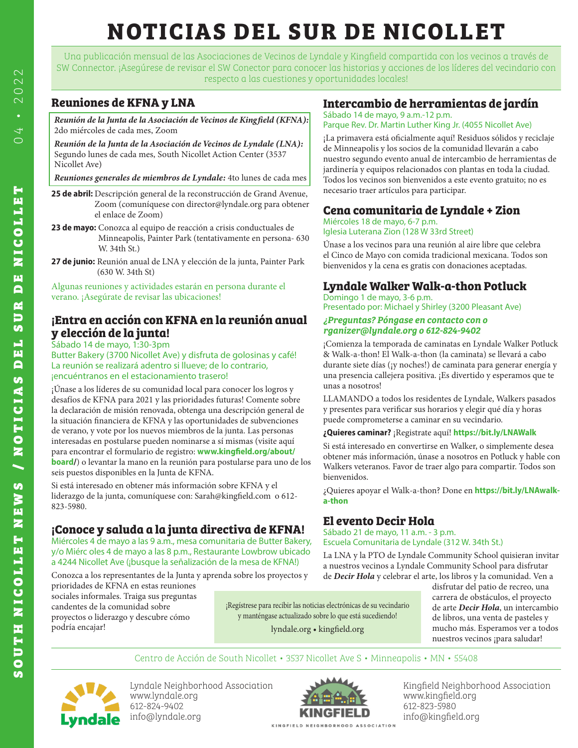# NOTICIAS DEL SUR DE NICOLLET

Una publicación mensual de las Asociaciones de Vecinos de Lyndale y Kingfield compartida con los vecinos a través de SW Connector. ¡Asegúrese de revisar el SW Conector para conocer las historias y acciones de los líderes del vecindario con respecto a las cuestiones y oportunidades locales!

## Reuniones de KFNA y LNA

***Reunión de la Junta de la Asociación de Vecinos de Kingfield (KFNA):*** 2do miércoles de cada mes, Zoom

***Reunión de la Junta de la Asociación de Vecinos de Lyndale (LNA):*** Segundo lunes de cada mes, South Nicollet Action Center (3537 Nicollet Ave)

***Reuniones generales de miembros de Lyndale:*** 4to lunes de cada mes

**25 de abril:** Descripción general de la reconstrucción de Grand Avenue, Zoom (comuníquese con director@lyndale.org para obtener el enlace de Zoom)

**23 de mayo:** Conozca al equipo de reacción a crisis conductuales de Minneapolis, Painter Park (tentativamente en persona- 630 W. 34th St.)

**27 de junio:** Reunión anual de LNA y elección de la junta, Painter Park (630 W. 34th St)

Algunas reuniones y actividades estarán en persona durante el verano. ¡Asegúrate de revisar las ubicaciones!

## ¡Entra en acción con KFNA en la reunión anual y elección de la junta!

Sábado 14 de mayo, 1:30-3pm
Butter Bakery (3700 Nicollet Ave) y disfruta de golosinas y café! La reunión se realizará adentro si llueve; de lo contrario, ¡encuéntranos en el estacionamiento trasero!

¡Únase a los líderes de su comunidad local para conocer los logros y desafíos de KFNA para 2021 y las prioridades futuras! Comente sobre la declaración de misión renovada, obtenga una descripción general de la situación financiera de KFNA y las oportunidades de subvenciones de verano, y vote por los nuevos miembros de la junta. Las personas interesadas en postularse pueden nominarse a sí mismas (visite aquí para encontrar el formulario de registro: **www.kingfield.org/about/board/**) o levantar la mano en la reunión para postularse para uno de los seis puestos disponibles en la Junta de KFNA.

Si está interesado en obtener más información sobre KFNA y el liderazgo de la junta, comuníquese con: Sarah@kingfield.com o 612-823-5980.

## ¡Conoce y saluda a la junta directiva de KFNA!

Miércoles 4 de mayo a las 9 a.m., mesa comunitaria de Butter Bakery, y/o Miérc oles 4 de mayo a las 8 p.m., Restaurante Lowbrow ubicado a 4244 Nicollet Ave (¡busque la señalización de la mesa de KFNA!)

Conozca a los representantes de la Junta y aprenda sobre los proyectos y prioridades de KFNA en estas reuniones sociales informales. Traiga sus preguntas candentes de la comunidad sobre proyectos o liderazgo y descubre cómo podría encajar!

## Intercambio de herramientas de jardín

Sábado 14 de mayo, 9 a.m.-12 p.m.
Parque Rev. Dr. Martin Luther King Jr. (4055 Nicollet Ave)

¡La primavera está oficialmente aquí! Residuos sólidos y reciclaje de Minneapolis y los socios de la comunidad llevarán a cabo nuestro segundo evento anual de intercambio de herramientas de jardinería y equipos relacionados con plantas en toda la ciudad. Todos los vecinos son bienvenidos a este evento gratuito; no es necesario traer artículos para participar.

## Cena comunitaria de Lyndale + Zion

Miércoles 18 de mayo, 6-7 p.m.
Iglesia Luterana Zion (128 W 33rd Street)

Únase a los vecinos para una reunión al aire libre que celebra el Cinco de Mayo con comida tradicional mexicana. Todos son bienvenidos y la cena es gratis con donaciones aceptadas.

## Lyndale Walker Walk-a-thon Potluck

Domingo 1 de mayo, 3-6 p.m.
Presentado por: Michael y Shirley (3200 Pleasant Ave)

***¿Preguntas? Póngase en contacto con o rganizer@lyndale.org o 612-824-9402***

¡Comienza la temporada de caminatas en Lyndale Walker Potluck & Walk-a-thon! El Walk-a-thon (la caminata) se llevará a cabo durante siete días (¡y noches!) de caminata para generar energía y una presencia callejera positiva. ¡Es divertido y esperamos que te unas a nosotros!

LLAMANDO a todos los residentes de Lyndale, Walkers pasados y presentes para verificar sus horarios y elegir qué día y horas puede comprometerse a caminar en su vecindario.

**¿Quieres caminar?** ¡Registrate aquí! **https://bit.ly/LNAWalk**

Si está interesado en convertirse en Walker, o simplemente desea obtener más información, únase a nosotros en Potluck y hable con Walkers veteranos. Favor de traer algo para compartir. Todos son bienvenidos.

¿Quieres apoyar el Walk-a-thon? Done en **https://bit.ly/LNAwalk-a-thon**

## El evento Decir Hola

Sábado 21 de mayo, 11 a.m. - 3 p.m.
Escuela Comunitaria de Lyndale (312 W. 34th St.)

La LNA y la PTO de Lyndale Community School quisieran invitar a nuestros vecinos a Lyndale Community School para disfrutar de ***Decir Hola*** y celebrar el arte, los libros y la comunidad. Ven a disfrutar del patio de recreo, una carrera de obstáculos, el proyecto de arte ***Decir Hola***, un intercambio de libros, una venta de pasteles y mucho más. Esperamos ver a todos nuestros vecinos ¡para saludar!

¡Regístrese para recibir las noticias electrónicas de su vecindario y manténgase actualizado sobre lo que está sucediendo!

lyndale.org • kingfield.org

Centro de Acción de South Nicollet • 3537 Nicollet Ave S • Minneapolis • MN • 55408

Lyndale Neighborhood Association
www.lyndale.org
612-824-9402
info@lyndale.org

Kingfield Neighborhood Association
www.kingfield.org
612-823-5980
info@kingfield.org